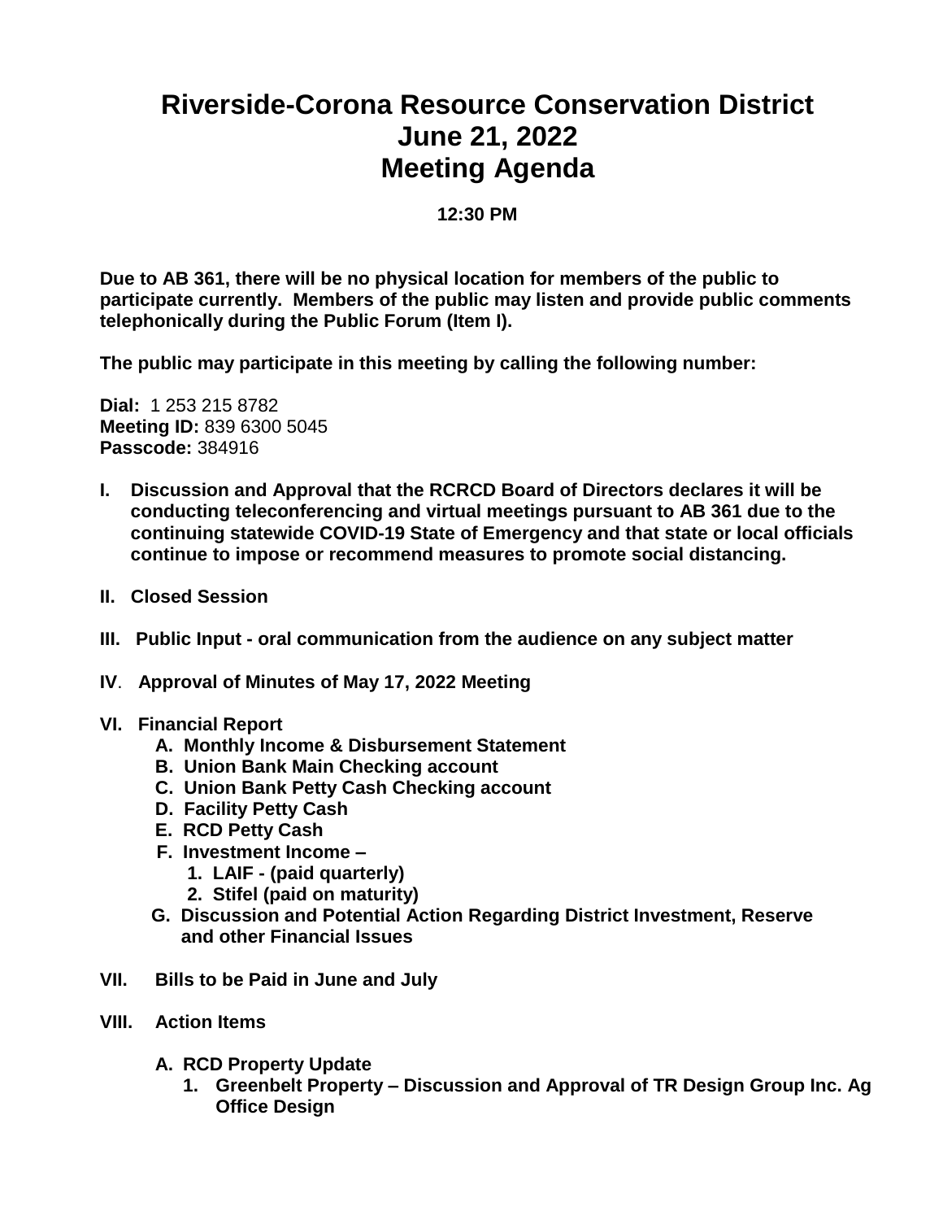# Riverside-Corona Resource Conservation District
# June 21, 2022
# Meeting Agenda

**12:30 PM**

**Due to AB 361, there will be no physical location for members of the public to participate currently. Members of the public may listen and provide public comments telephonically during the Public Forum (Item I).**

**The public may participate in this meeting by calling the following number:**

**Dial:** 1 253 215 8782
**Meeting ID:** 839 6300 5045
**Passcode:** 384916

**I. Discussion and Approval that the RCRCD Board of Directors declares it will be conducting teleconferencing and virtual meetings pursuant to AB 361 due to the continuing statewide COVID-19 State of Emergency and that state or local officials continue to impose or recommend measures to promote social distancing.**

**II. Closed Session**

**III. Public Input - oral communication from the audience on any subject matter**

**IV. Approval of Minutes of May 17, 2022 Meeting**

**VI. Financial Report**

- **A. Monthly Income & Disbursement Statement**
- **B. Union Bank Main Checking account**
- **C. Union Bank Petty Cash Checking account**
- **D. Facility Petty Cash**
- **E. RCD Petty Cash**
- **F. Investment Income –**
  - **1. LAIF - (paid quarterly)**
  - **2. Stifel (paid on maturity)**
- **G. Discussion and Potential Action Regarding District Investment, Reserve and other Financial Issues**

**VII. Bills to be Paid in June and July**

**VIII. Action Items**

- **A. RCD Property Update**
  - **1. Greenbelt Property – Discussion and Approval of TR Design Group Inc. Ag Office Design**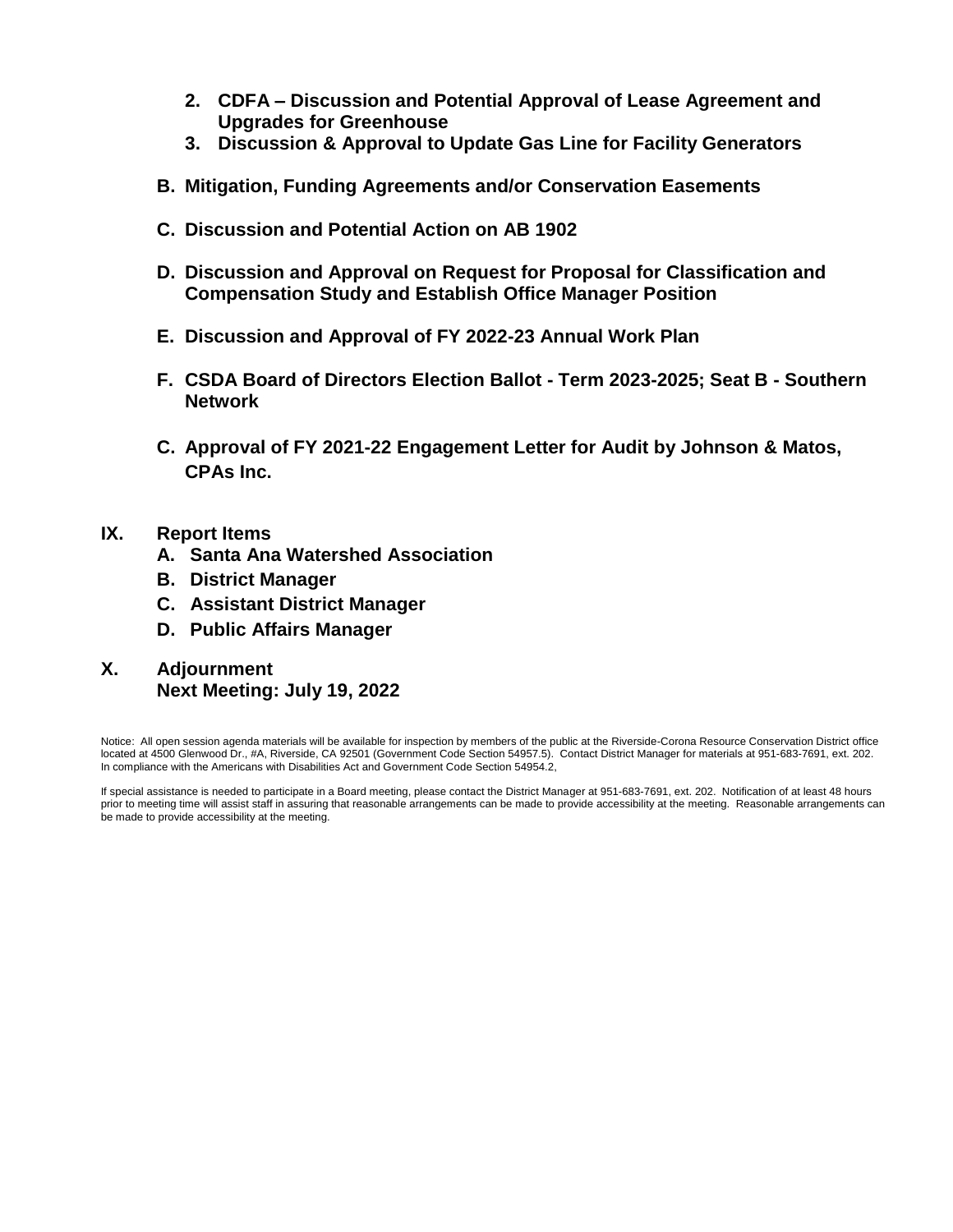2. **CDFA – Discussion and Potential Approval of Lease Agreement and Upgrades for Greenhouse**
3. **Discussion & Approval to Update Gas Line for Facility Generators**

**B. Mitigation, Funding Agreements and/or Conservation Easements**

**C. Discussion and Potential Action on AB 1902**

**D. Discussion and Approval on Request for Proposal for Classification and Compensation Study and Establish Office Manager Position**

**E. Discussion and Approval of FY 2022-23 Annual Work Plan**

**F. CSDA Board of Directors Election Ballot - Term 2023-2025; Seat B - Southern Network**

**C. Approval of FY 2021-22 Engagement Letter for Audit by Johnson & Matos, CPAs Inc.**

**IX. Report Items**

**A. Santa Ana Watershed Association**
**B. District Manager**
**C. Assistant District Manager**
**D. Public Affairs Manager**

**X. Adjournment**
**Next Meeting: July 19, 2022**

Notice: All open session agenda materials will be available for inspection by members of the public at the Riverside-Corona Resource Conservation District office located at 4500 Glenwood Dr., #A, Riverside, CA 92501 (Government Code Section 54957.5). Contact District Manager for materials at 951-683-7691, ext. 202. In compliance with the Americans with Disabilities Act and Government Code Section 54954.2,

If special assistance is needed to participate in a Board meeting, please contact the District Manager at 951-683-7691, ext. 202. Notification of at least 48 hours prior to meeting time will assist staff in assuring that reasonable arrangements can be made to provide accessibility at the meeting. Reasonable arrangements can be made to provide accessibility at the meeting.